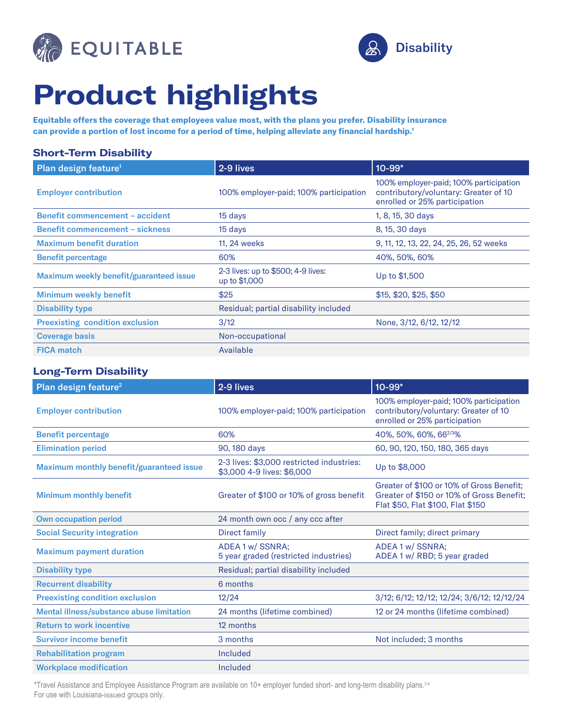EQUITABLE

Disability

# Product highlights

**Equitable offers the coverage that employees value most, with the plans you prefer. Disability insurance can provide a portion of lost income for a period of time, helping alleviate any financial hardship.[1]**

## Short-Term Disability

| Plan design feature[1] | 2-9 lives | 10-99* |
|---|---|---|
| Employer contribution | 100% employer-paid; 100% participation | 100% employer-paid; 100% participation contributory/voluntary: Greater of 10 enrolled or 25% participation |
| Benefit commencement – accident | 15 days | 1, 8, 15, 30 days |
| Benefit commencement – sickness | 15 days | 8, 15, 30 days |
| Maximum benefit duration | 11, 24 weeks | 9, 11, 12, 13, 22, 24, 25, 26, 52 weeks |
| Benefit percentage | 60% | 40%, 50%, 60% |
| Maximum weekly benefit/guaranteed issue | 2-3 lives: up to $500; 4-9 lives: up to $1,000 | Up to $1,500 |
| Minimum weekly benefit | $25 | $15, $20, $25, $50 |
| Disability type | Residual; partial disability included | |
| Preexisting condition exclusion | 3/12 | None, 3/12, 6/12, 12/12 |
| Coverage basis | Non-occupational | |
| FICA match | Available | |

## Long-Term Disability

| Plan design feature[2] | 2-9 lives | 10-99* |
|---|---|---|
| Employer contribution | 100% employer-paid; 100% participation | 100% employer-paid; 100% participation contributory/voluntary: Greater of 10 enrolled or 25% participation |
| Benefit percentage | 60% | 40%, 50%, 60%, 66$^{2/3}$% |
| Elimination period | 90, 180 days | 60, 90, 120, 150, 180, 365 days |
| Maximum monthly benefit/guaranteed issue | 2-3 lives: $3,000 restricted industries: $3,000 4-9 lives: $6,000 | Up to $8,000 |
| Minimum monthly benefit | Greater of $100 or 10% of gross benefit | Greater of $100 or 10% of Gross Benefit; Greater of $150 or 10% of Gross Benefit; Flat $50, Flat $100, Flat $150 |
| Own occupation period | 24 month own occ / any ccc after | |
| Social Security integration | Direct family | Direct family; direct primary |
| Maximum payment duration | ADEA 1 w/ SSNRA; 5 year graded (restricted industries) | ADEA 1 w/ SSNRA; ADEA 1 w/ RBD; 5 year graded |
| Disability type | Residual; partial disability included | |
| Recurrent disability | 6 months | |
| Preexisting condition exclusion | 12/24 | 3/12; 6/12; 12/12; 12/24; 3/6/12; 12/12/24 |
| Mental illness/substance abuse limitation | 24 months (lifetime combined) | 12 or 24 months (lifetime combined) |
| Return to work incentive | 12 months | |
| Survivor income benefit | 3 months | Not included; 3 months |
| Rehabilitation program | Included | |
| Workplace modification | Included | |

*Travel Assistance and Employee Assistance Program are available on 10+ employer funded short- and long-term disability plans.[3,4]
For use with Louisiana-issued groups only.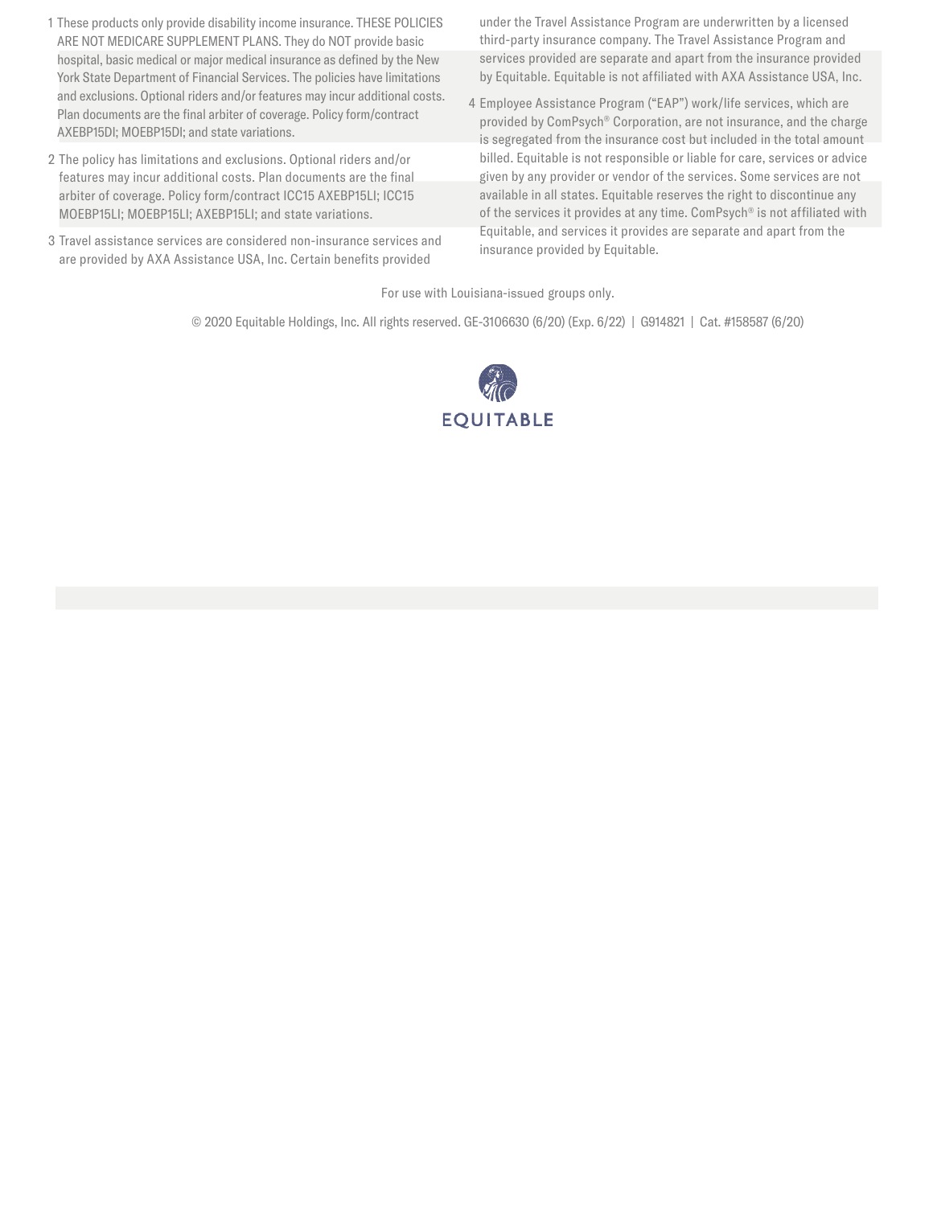1 These products only provide disability income insurance. THESE POLICIES ARE NOT MEDICARE SUPPLEMENT PLANS. They do NOT provide basic hospital, basic medical or major medical insurance as defined by the New York State Department of Financial Services. The policies have limitations and exclusions. Optional riders and/or features may incur additional costs. Plan documents are the final arbiter of coverage. Policy form/contract AXEBP15DI; MOEBP15DI; and state variations.

2 The policy has limitations and exclusions. Optional riders and/or features may incur additional costs. Plan documents are the final arbiter of coverage. Policy form/contract ICC15 AXEBP15LI; ICC15 MOEBP15LI; MOEBP15LI; AXEBP15LI; and state variations.

3 Travel assistance services are considered non-insurance services and are provided by AXA Assistance USA, Inc. Certain benefits provided under the Travel Assistance Program are underwritten by a licensed third-party insurance company. The Travel Assistance Program and services provided are separate and apart from the insurance provided by Equitable. Equitable is not affiliated with AXA Assistance USA, Inc.

4 Employee Assistance Program ("EAP") work/life services, which are provided by ComPsych® Corporation, are not insurance, and the charge is segregated from the insurance cost but included in the total amount billed. Equitable is not responsible or liable for care, services or advice given by any provider or vendor of the services. Some services are not available in all states. Equitable reserves the right to discontinue any of the services it provides at any time. ComPsych® is not affiliated with Equitable, and services it provides are separate and apart from the insurance provided by Equitable.

For use with Louisiana-issued groups only.

© 2020 Equitable Holdings, Inc. All rights reserved. GE-3106630 (6/20) (Exp. 6/22) | G914821 | Cat. #158587 (6/20)

EQUITABLE